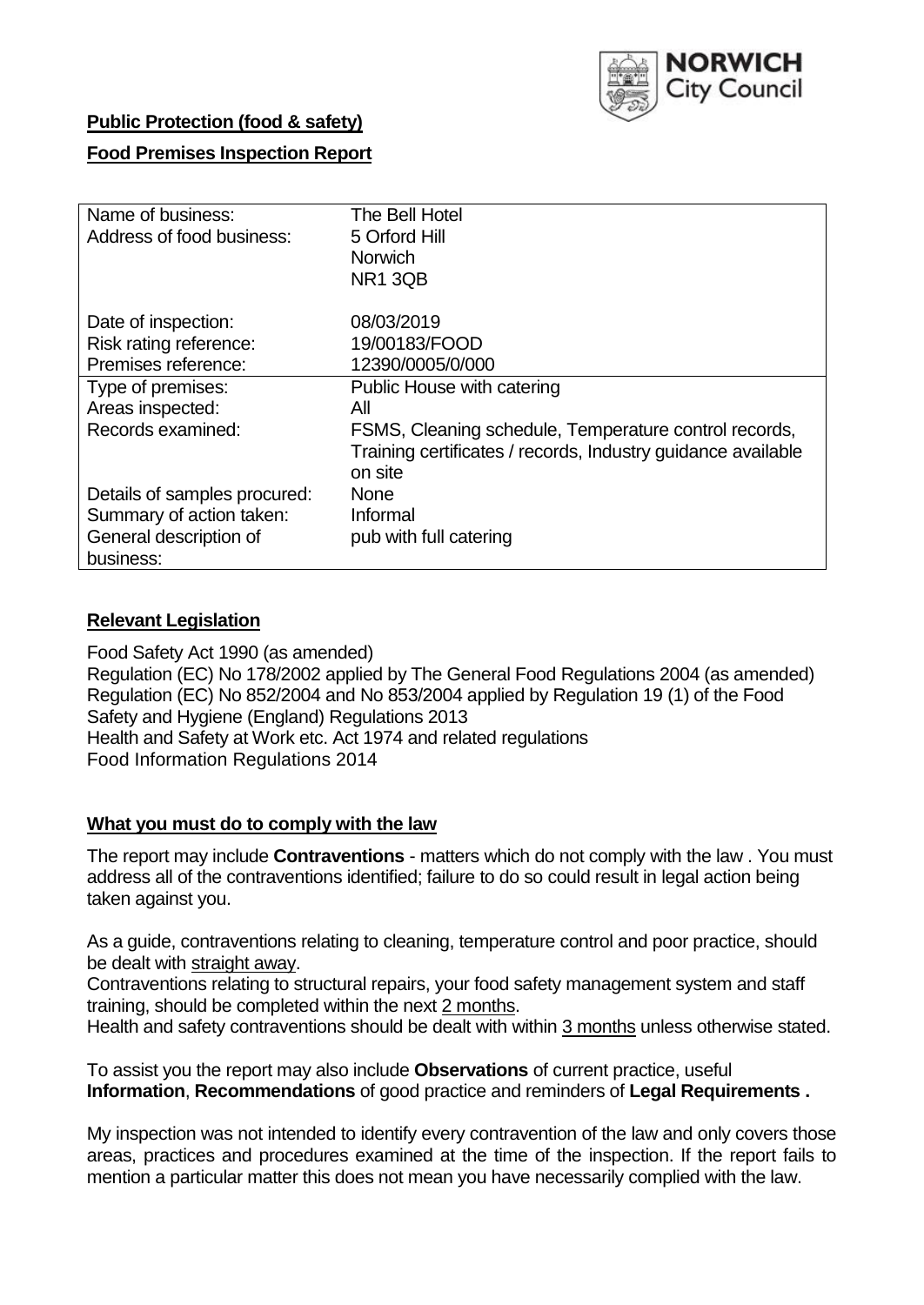NORWICH City Council

**Public Protection (food & safety)**

**Food Premises Inspection Report**

| | |
|---|---|
| Name of business: | The Bell Hotel |
| Address of food business: | 5 Orford Hill<br>Norwich<br>NR1 3QB |
| Date of inspection: | 08/03/2019 |
| Risk rating reference: | 19/00183/FOOD |
| Premises reference: | 12390/0005/0/000 |
| Type of premises: | Public House with catering |
| Areas inspected: | All |
| Records examined: | FSMS, Cleaning schedule, Temperature control records, Training certificates / records, Industry guidance available on site |
| Details of samples procured: | None |
| Summary of action taken: | Informal |
| General description of business: | pub with full catering |

## **Relevant Legislation**

Food Safety Act 1990 (as amended)
Regulation (EC) No 178/2002 applied by The General Food Regulations 2004 (as amended)
Regulation (EC) No 852/2004 and No 853/2004 applied by Regulation 19 (1) of the Food Safety and Hygiene (England) Regulations 2013
Health and Safety at Work etc. Act 1974 and related regulations
Food Information Regulations 2014

## **What you must do to comply with the law**

The report may include **Contraventions** - matters which do not comply with the law . You must address all of the contraventions identified; failure to do so could result in legal action being taken against you.

As a guide, contraventions relating to cleaning, temperature control and poor practice, should be dealt with straight away.
Contraventions relating to structural repairs, your food safety management system and staff training, should be completed within the next 2 months.
Health and safety contraventions should be dealt with within 3 months unless otherwise stated.

To assist you the report may also include **Observations** of current practice, useful **Information**, **Recommendations** of good practice and reminders of **Legal Requirements .**

My inspection was not intended to identify every contravention of the law and only covers those areas, practices and procedures examined at the time of the inspection. If the report fails to mention a particular matter this does not mean you have necessarily complied with the law.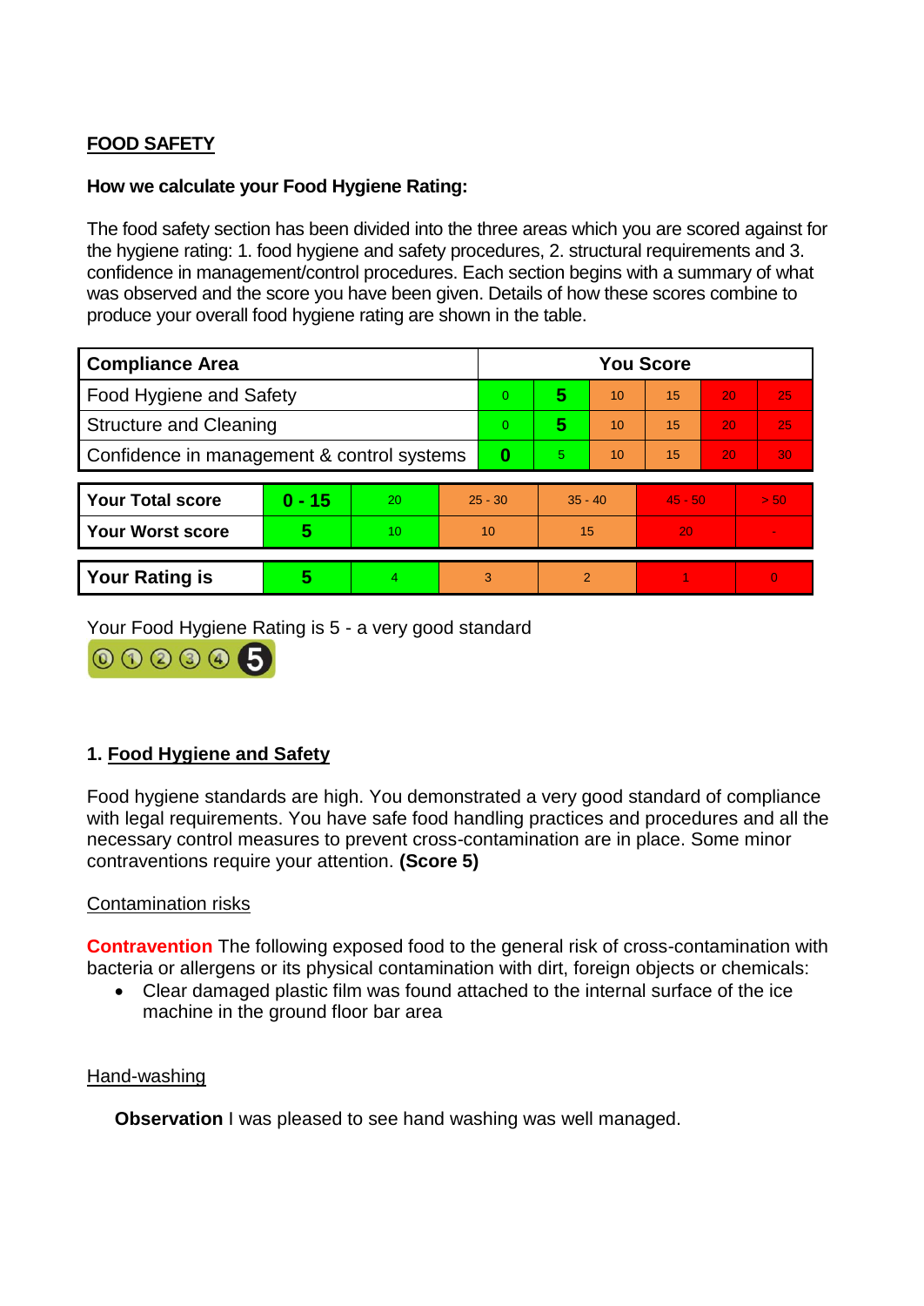**FOOD SAFETY**

**How we calculate your Food Hygiene Rating:**

The food safety section has been divided into the three areas which you are scored against for the hygiene rating: 1. food hygiene and safety procedures, 2. structural requirements and 3. confidence in management/control procedures. Each section begins with a summary of what was observed and the score you have been given. Details of how these scores combine to produce your overall food hygiene rating are shown in the table.

| Compliance Area | You Score | | | | | |
|---|---|---|---|---|---|---|
| Food Hygiene and Safety | 0 | **5** | 10 | 15 | 20 | 25 |
| Structure and Cleaning | 0 | **5** | 10 | 15 | 20 | 25 |
| Confidence in management & control systems | **0** | 5 | 10 | 15 | 20 | 30 |

| | | | | | | |
|---|---|---|---|---|---|---|
| **Your Total score** | **0 - 15** | 20 | 25 - 30 | 35 - 40 | 45 - 50 | > 50 |
| **Your Worst score** | **5** | 10 | 10 | 15 | 20 | - |

| | | | | | | |
|---|---|---|---|---|---|---|
| **Your Rating is** | **5** | 4 | 3 | 2 | 1 | 0 |

Your Food Hygiene Rating is 5 - a very good standard

## 1. Food Hygiene and Safety

Food hygiene standards are high. You demonstrated a very good standard of compliance with legal requirements. You have safe food handling practices and procedures and all the necessary control measures to prevent cross-contamination are in place. Some minor contraventions require your attention. **(Score 5)**

### Contamination risks

**Contravention** The following exposed food to the general risk of cross-contamination with bacteria or allergens or its physical contamination with dirt, foreign objects or chemicals:

- Clear damaged plastic film was found attached to the internal surface of the ice machine in the ground floor bar area

### Hand-washing

**Observation** I was pleased to see hand washing was well managed.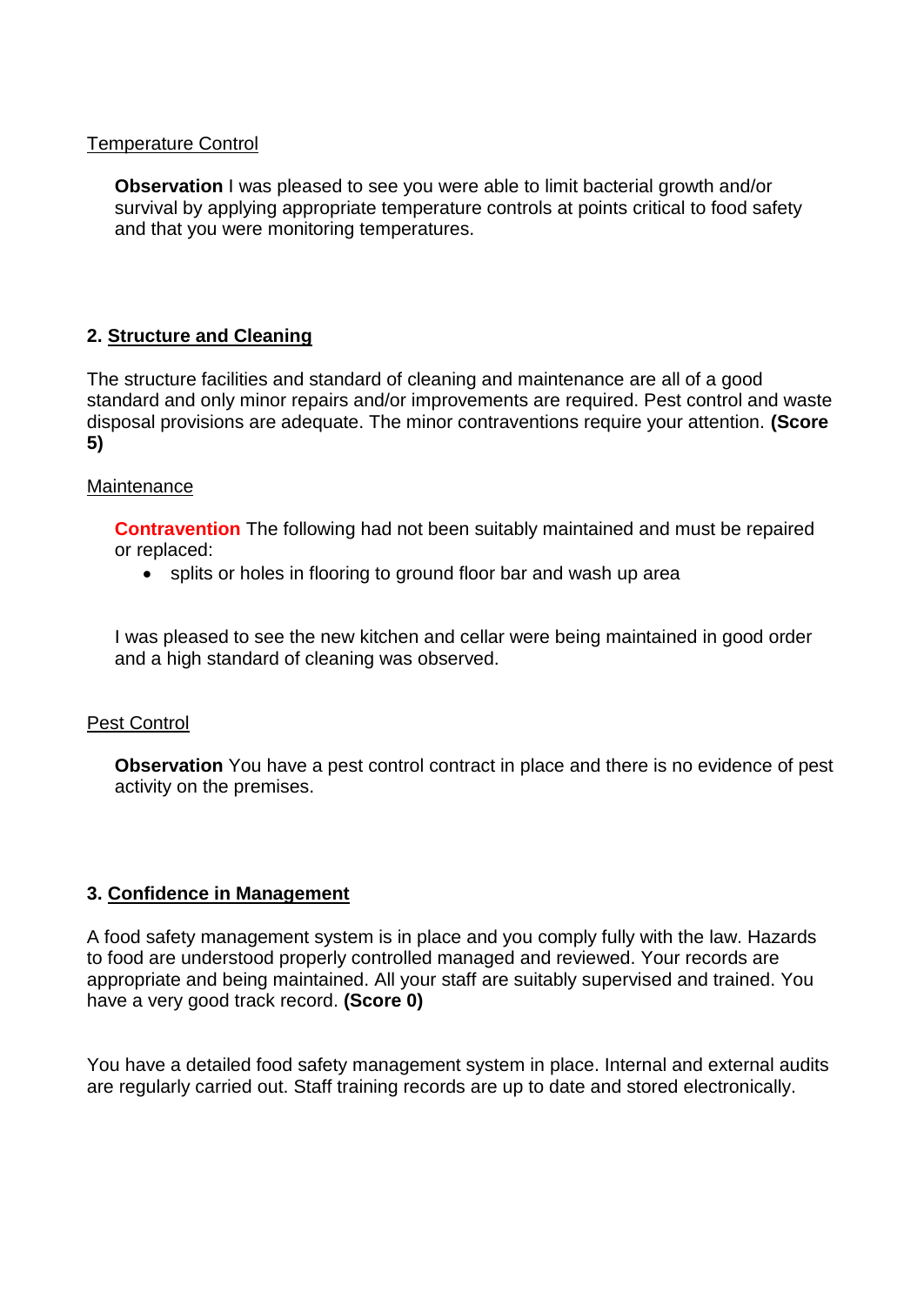Temperature Control

**Observation** I was pleased to see you were able to limit bacterial growth and/or survival by applying appropriate temperature controls at points critical to food safety and that you were monitoring temperatures.

## 2. Structure and Cleaning

The structure facilities and standard of cleaning and maintenance are all of a good standard and only minor repairs and/or improvements are required. Pest control and waste disposal provisions are adequate. The minor contraventions require your attention. **(Score 5)**

Maintenance

**Contravention** The following had not been suitably maintained and must be repaired or replaced:

- splits or holes in flooring to ground floor bar and wash up area

I was pleased to see the new kitchen and cellar were being maintained in good order and a high standard of cleaning was observed.

Pest Control

**Observation** You have a pest control contract in place and there is no evidence of pest activity on the premises.

## 3. Confidence in Management

A food safety management system is in place and you comply fully with the law. Hazards to food are understood properly controlled managed and reviewed. Your records are appropriate and being maintained. All your staff are suitably supervised and trained. You have a very good track record. **(Score 0)**

You have a detailed food safety management system in place. Internal and external audits are regularly carried out. Staff training records are up to date and stored electronically.